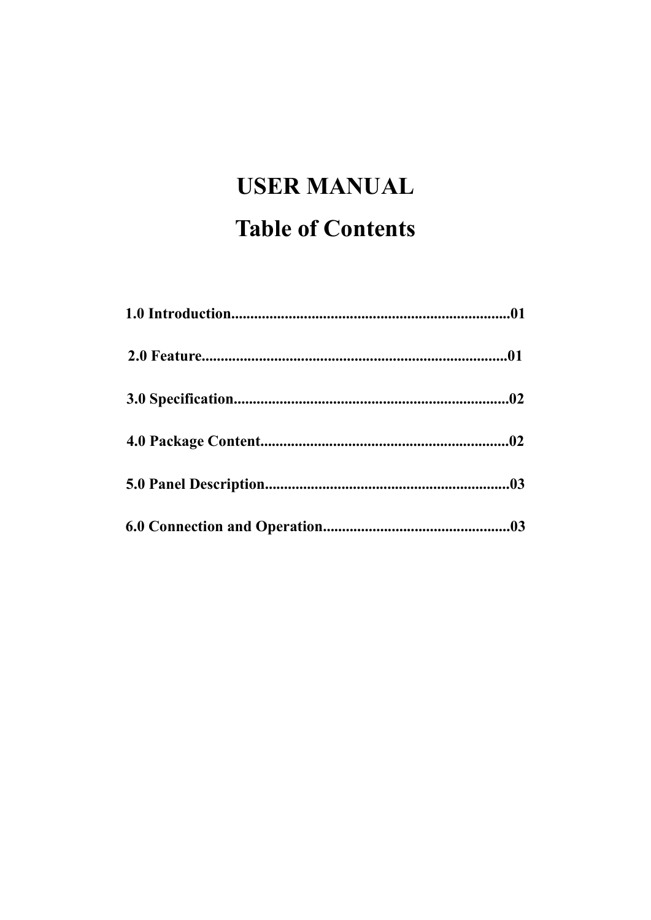# USER MANUAL

## Table of Contents

**1.0 Introduction..........................................................................01**

**2.0 Feature.................................................................................01**

**3.0 Specification........................................................................02**

**4.0 Package Content.................................................................02**

**5.0 Panel Description................................................................03**

**6.0 Connection and Operation.................................................03**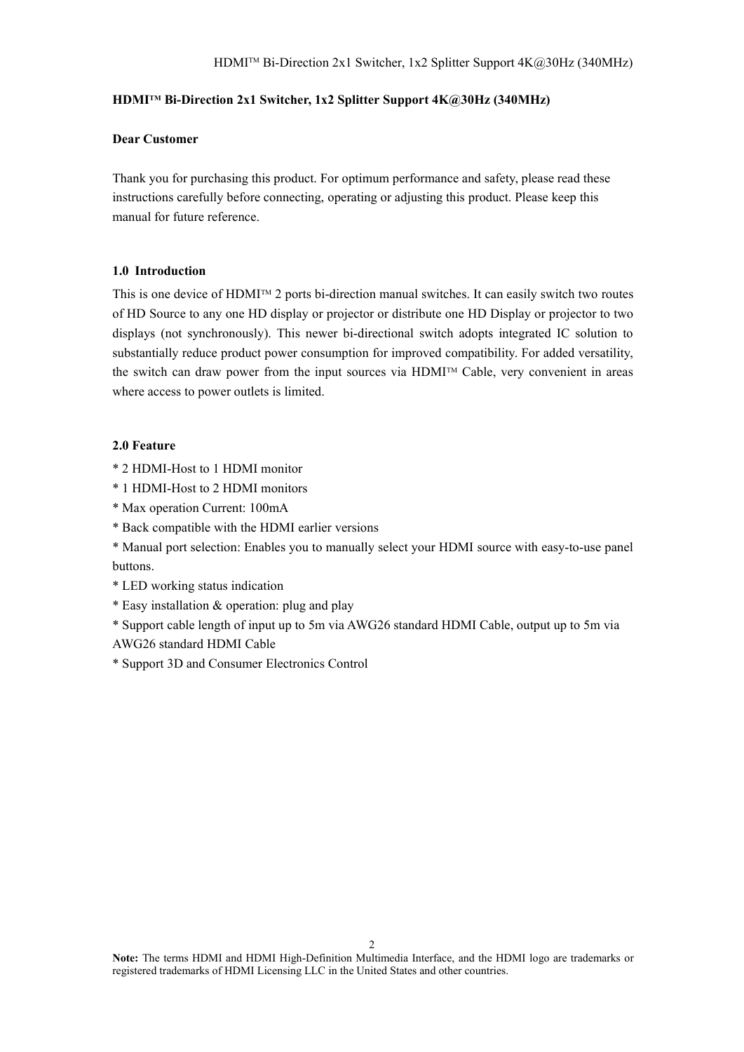# HDMI™ Bi-Direction 2x1 Switcher, 1x2 Splitter Support 4K@30Hz (340MHz)

**Dear Customer**

Thank you for purchasing this product. For optimum performance and safety, please read these instructions carefully before connecting, operating or adjusting this product. Please keep this manual for future reference.

## 1.0 Introduction

This is one device of HDMI™ 2 ports bi-direction manual switches. It can easily switch two routes of HD Source to any one HD display or projector or distribute one HD Display or projector to two displays (not synchronously). This newer bi-directional switch adopts integrated IC solution to substantially reduce product power consumption for improved compatibility. For added versatility, the switch can draw power from the input sources via HDMI™ Cable, very convenient in areas where access to power outlets is limited.

## 2.0 Feature

* 2 HDMI-Host to 1 HDMI monitor
* 1 HDMI-Host to 2 HDMI monitors
* Max operation Current: 100mA
* Back compatible with the HDMI earlier versions
* Manual port selection: Enables you to manually select your HDMI source with easy-to-use panel buttons.
* LED working status indication
* Easy installation & operation: plug and play
* Support cable length of input up to 5m via AWG26 standard HDMI Cable, output up to 5m via AWG26 standard HDMI Cable
* Support 3D and Consumer Electronics Control

**Note:** The terms HDMI and HDMI High-Definition Multimedia Interface, and the HDMI logo are trademarks or registered trademarks of HDMI Licensing LLC in the United States and other countries.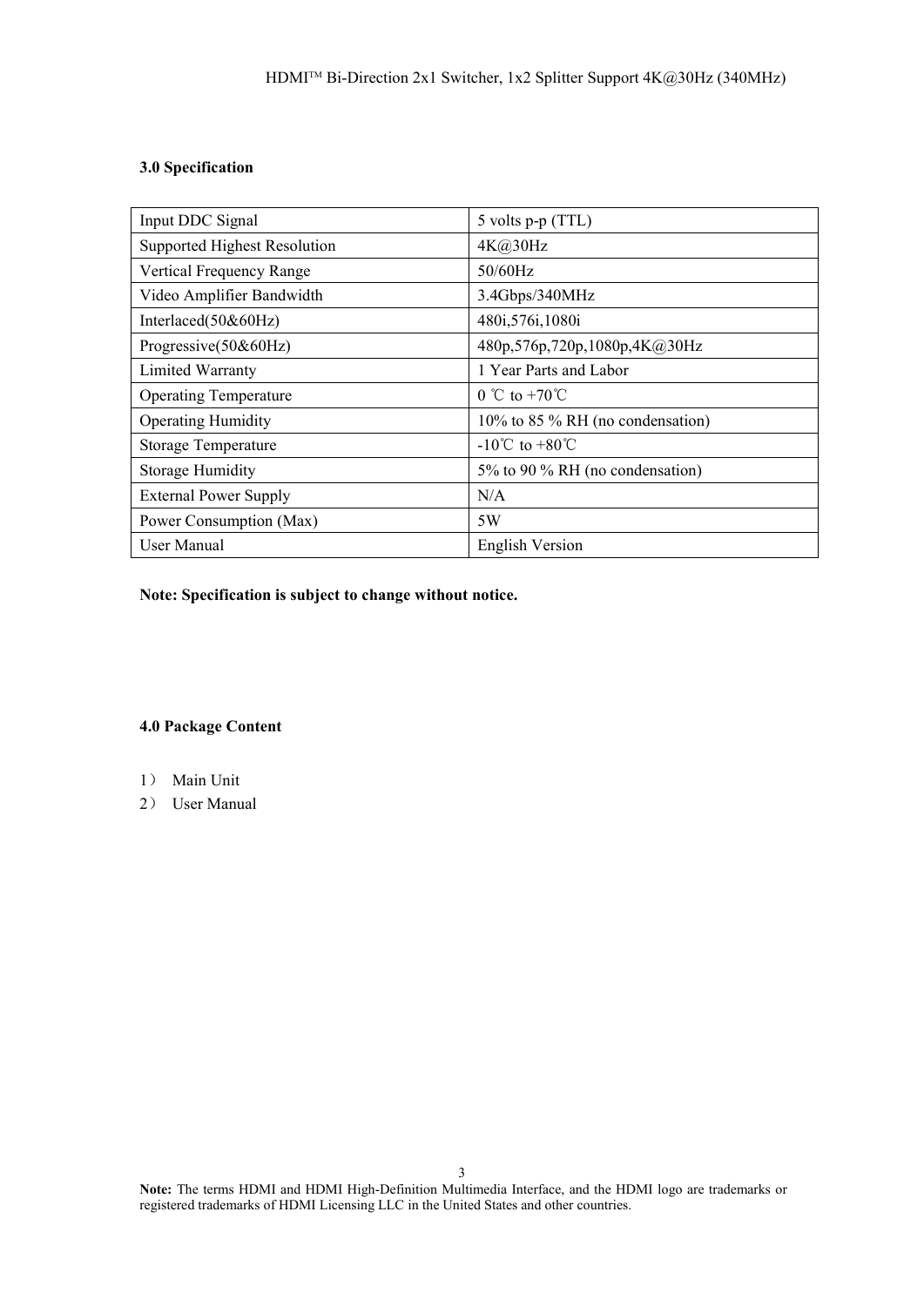## 3.0 Specification

| Input DDC Signal | 5 volts p-p (TTL) |
|---|---|
| Supported Highest Resolution | 4K@30Hz |
| Vertical Frequency Range | 50/60Hz |
| Video Amplifier Bandwidth | 3.4Gbps/340MHz |
| Interlaced(50&60Hz) | 480i,576i,1080i |
| Progressive(50&60Hz) | 480p,576p,720p,1080p,4K@30Hz |
| Limited Warranty | 1 Year Parts and Labor |
| Operating Temperature | 0 ℃ to +70℃ |
| Operating Humidity | 10% to 85 % RH (no condensation) |
| Storage Temperature | -10℃ to +80℃ |
| Storage Humidity | 5% to 90 % RH (no condensation) |
| External Power Supply | N/A |
| Power Consumption (Max) | 5W |
| User Manual | English Version |

**Note: Specification is subject to change without notice.**

## 4.0 Package Content

1） Main Unit
2） User Manual

**Note:** The terms HDMI and HDMI High-Definition Multimedia Interface, and the HDMI logo are trademarks or registered trademarks of HDMI Licensing LLC in the United States and other countries.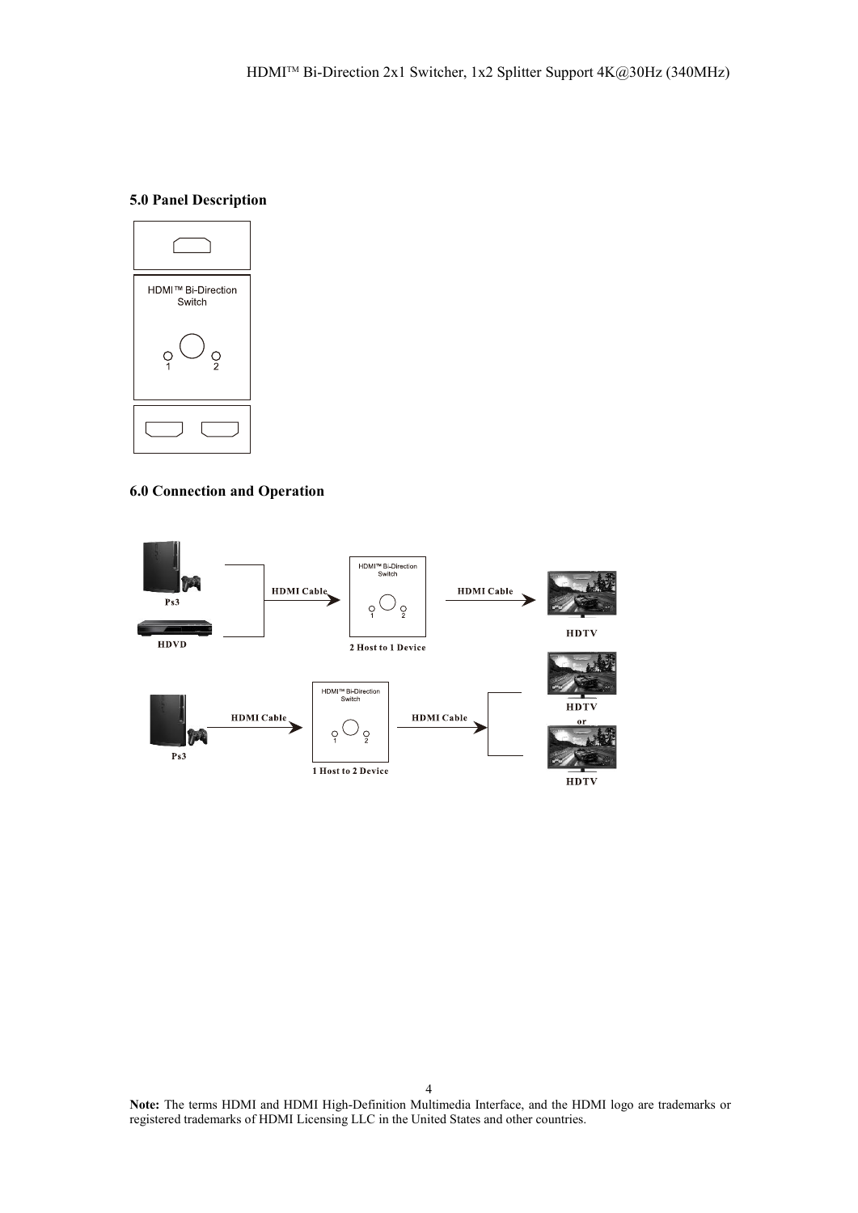## 5.0 Panel Description

HDMI™ Bi-Direction
Switch

1
2

## 6.0 Connection and Operation

Ps3
HDVD
HDMI Cable
HDMI™ Bi-Direction
Switch
1
2
2 Host to 1 Device
HDMI Cable
HDTV

Ps3
HDMI Cable
HDMI™ Bi-Direction
Switch
1
2
1 Host to 2 Device
HDMI Cable
HDTV
or
HDTV

**Note:** The terms HDMI and HDMI High-Definition Multimedia Interface, and the HDMI logo are trademarks or registered trademarks of HDMI Licensing LLC in the United States and other countries.